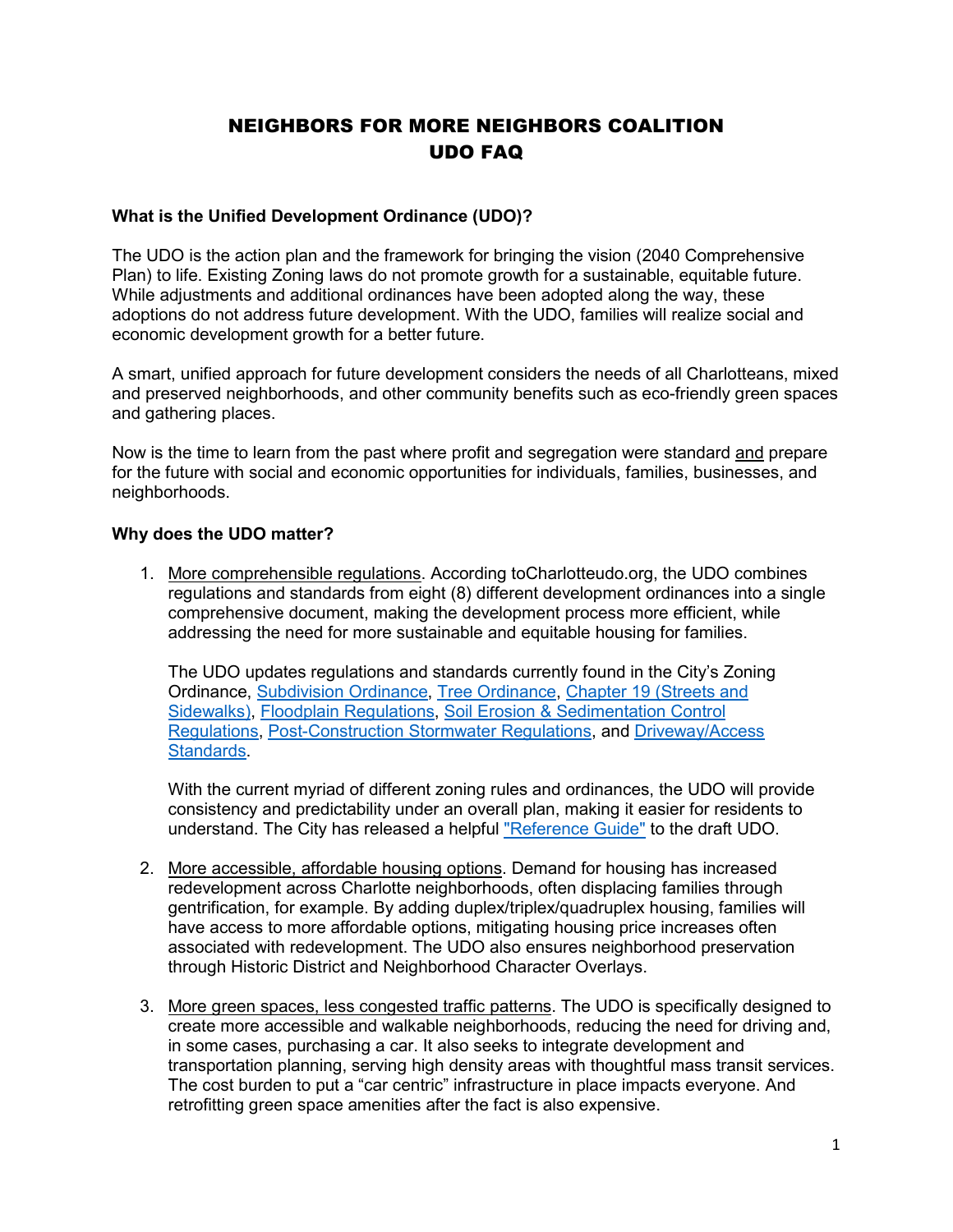# NEIGHBORS FOR MORE NEIGHBORS COALITION
# UDO FAQ

**What is the Unified Development Ordinance (UDO)?**

The UDO is the action plan and the framework for bringing the vision (2040 Comprehensive Plan) to life. Existing Zoning laws do not promote growth for a sustainable, equitable future. While adjustments and additional ordinances have been adopted along the way, these adoptions do not address future development. With the UDO, families will realize social and economic development growth for a better future.

A smart, unified approach for future development considers the needs of all Charlotteans, mixed and preserved neighborhoods, and other community benefits such as eco-friendly green spaces and gathering places.

Now is the time to learn from the past where profit and segregation were standard and prepare for the future with social and economic opportunities for individuals, families, businesses, and neighborhoods.

**Why does the UDO matter?**

1. More comprehensible regulations. According toCharlotteudo.org, the UDO combines regulations and standards from eight (8) different development ordinances into a single comprehensive document, making the development process more efficient, while addressing the need for more sustainable and equitable housing for families.

   The UDO updates regulations and standards currently found in the City's Zoning Ordinance, Subdivision Ordinance, Tree Ordinance, Chapter 19 (Streets and Sidewalks), Floodplain Regulations, Soil Erosion & Sedimentation Control Regulations, Post-Construction Stormwater Regulations, and Driveway/Access Standards.

   With the current myriad of different zoning rules and ordinances, the UDO will provide consistency and predictability under an overall plan, making it easier for residents to understand. The City has released a helpful "Reference Guide" to the draft UDO.

2. More accessible, affordable housing options. Demand for housing has increased redevelopment across Charlotte neighborhoods, often displacing families through gentrification, for example. By adding duplex/triplex/quadruplex housing, families will have access to more affordable options, mitigating housing price increases often associated with redevelopment. The UDO also ensures neighborhood preservation through Historic District and Neighborhood Character Overlays.

3. More green spaces, less congested traffic patterns. The UDO is specifically designed to create more accessible and walkable neighborhoods, reducing the need for driving and, in some cases, purchasing a car. It also seeks to integrate development and transportation planning, serving high density areas with thoughtful mass transit services. The cost burden to put a "car centric" infrastructure in place impacts everyone. And retrofitting green space amenities after the fact is also expensive.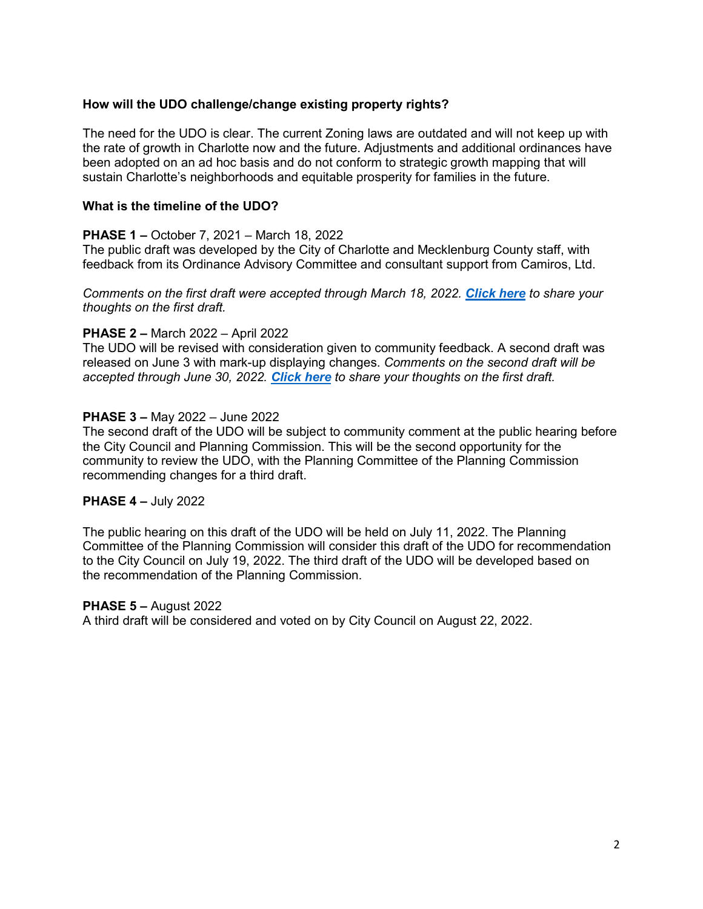**How will the UDO challenge/change existing property rights?**

The need for the UDO is clear. The current Zoning laws are outdated and will not keep up with the rate of growth in Charlotte now and the future. Adjustments and additional ordinances have been adopted on an ad hoc basis and do not conform to strategic growth mapping that will sustain Charlotte's neighborhoods and equitable prosperity for families in the future.

**What is the timeline of the UDO?**

**PHASE 1 –** October 7, 2021 – March 18, 2022
The public draft was developed by the City of Charlotte and Mecklenburg County staff, with feedback from its Ordinance Advisory Committee and consultant support from Camiros, Ltd.

*Comments on the first draft were accepted through March 18, 2022. **Click here** to share your thoughts on the first draft.*

**PHASE 2 –** March 2022 – April 2022
The UDO will be revised with consideration given to community feedback. A second draft was released on June 3 with mark-up displaying changes. *Comments on the second draft will be accepted through June 30, 2022. **Click here** to share your thoughts on the first draft.*

**PHASE 3 –** May 2022 – June 2022
The second draft of the UDO will be subject to community comment at the public hearing before the City Council and Planning Commission. This will be the second opportunity for the community to review the UDO, with the Planning Committee of the Planning Commission recommending changes for a third draft.

**PHASE 4 –** July 2022

The public hearing on this draft of the UDO will be held on July 11, 2022. The Planning Committee of the Planning Commission will consider this draft of the UDO for recommendation to the City Council on July 19, 2022. The third draft of the UDO will be developed based on the recommendation of the Planning Commission.

**PHASE 5 –** August 2022
A third draft will be considered and voted on by City Council on August 22, 2022.